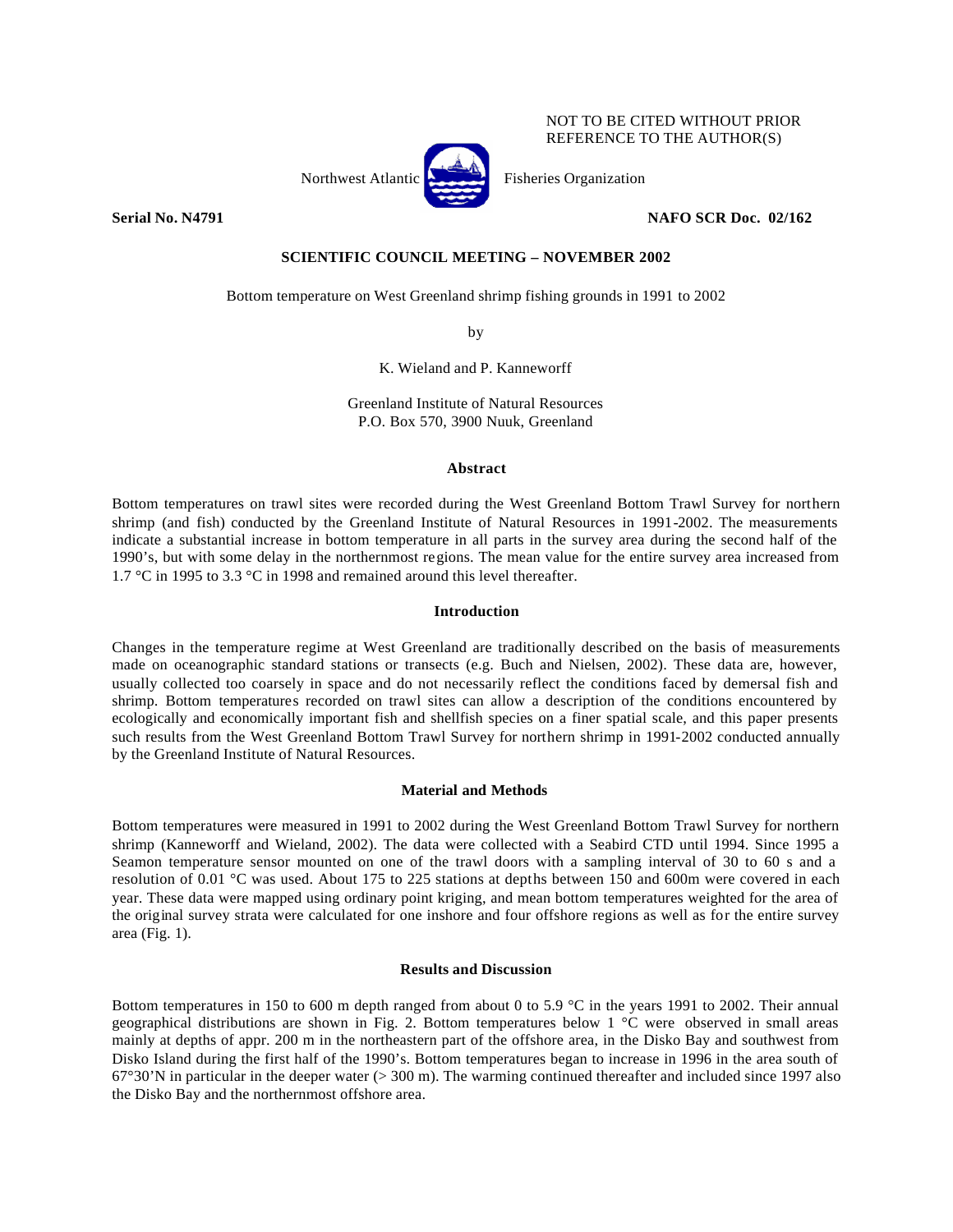NOT TO BE CITED WITHOUT PRIOR REFERENCE TO THE AUTHOR(S)

Northwest Atlantic Fisheries Organization

**Serial No. N4791** **NAFO SCR Doc. 02/162**

**SCIENTIFIC COUNCIL MEETING – NOVEMBER 2002**

# Bottom temperature on West Greenland shrimp fishing grounds in 1991 to 2002

by

K. Wieland and P. Kanneworff

Greenland Institute of Natural Resources
P.O. Box 570, 3900 Nuuk, Greenland

## Abstract

Bottom temperatures on trawl sites were recorded during the West Greenland Bottom Trawl Survey for northern shrimp (and fish) conducted by the Greenland Institute of Natural Resources in 1991-2002. The measurements indicate a substantial increase in bottom temperature in all parts in the survey area during the second half of the 1990's, but with some delay in the northernmost regions. The mean value for the entire survey area increased from 1.7 °C in 1995 to 3.3 °C in 1998 and remained around this level thereafter.

## Introduction

Changes in the temperature regime at West Greenland are traditionally described on the basis of measurements made on oceanographic standard stations or transects (e.g. Buch and Nielsen, 2002). These data are, however, usually collected too coarsely in space and do not necessarily reflect the conditions faced by demersal fish and shrimp. Bottom temperatures recorded on trawl sites can allow a description of the conditions encountered by ecologically and economically important fish and shellfish species on a finer spatial scale, and this paper presents such results from the West Greenland Bottom Trawl Survey for northern shrimp in 1991-2002 conducted annually by the Greenland Institute of Natural Resources.

## Material and Methods

Bottom temperatures were measured in 1991 to 2002 during the West Greenland Bottom Trawl Survey for northern shrimp (Kanneworff and Wieland, 2002). The data were collected with a Seabird CTD until 1994. Since 1995 a Seamon temperature sensor mounted on one of the trawl doors with a sampling interval of 30 to 60 s and a resolution of 0.01 °C was used. About 175 to 225 stations at depths between 150 and 600m were covered in each year. These data were mapped using ordinary point kriging, and mean bottom temperatures weighted for the area of the original survey strata were calculated for one inshore and four offshore regions as well as for the entire survey area (Fig. 1).

## Results and Discussion

Bottom temperatures in 150 to 600 m depth ranged from about 0 to 5.9 °C in the years 1991 to 2002. Their annual geographical distributions are shown in Fig. 2. Bottom temperatures below 1 °C were observed in small areas mainly at depths of appr. 200 m in the northeastern part of the offshore area, in the Disko Bay and southwest from Disko Island during the first half of the 1990's. Bottom temperatures began to increase in 1996 in the area south of 67°30'N in particular in the deeper water (> 300 m). The warming continued thereafter and included since 1997 also the Disko Bay and the northernmost offshore area.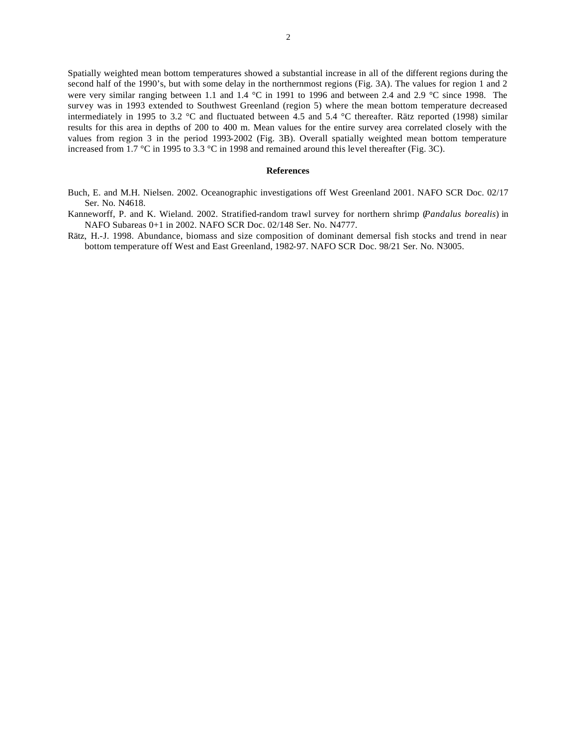Spatially weighted mean bottom temperatures showed a substantial increase in all of the different regions during the second half of the 1990's, but with some delay in the northernmost regions (Fig. 3A). The values for region 1 and 2 were very similar ranging between 1.1 and 1.4 °C in 1991 to 1996 and between 2.4 and 2.9 °C since 1998. The survey was in 1993 extended to Southwest Greenland (region 5) where the mean bottom temperature decreased intermediately in 1995 to 3.2 °C and fluctuated between 4.5 and 5.4 °C thereafter. Rätz reported (1998) similar results for this area in depths of 200 to 400 m. Mean values for the entire survey area correlated closely with the values from region 3 in the period 1993-2002 (Fig. 3B). Overall spatially weighted mean bottom temperature increased from 1.7 °C in 1995 to 3.3 °C in 1998 and remained around this level thereafter (Fig. 3C).

## References

Buch, E. and M.H. Nielsen. 2002. Oceanographic investigations off West Greenland 2001. NAFO SCR Doc. 02/17 Ser. No. N4618.

Kanneworff, P. and K. Wieland. 2002. Stratified-random trawl survey for northern shrimp (*Pandalus borealis*) in NAFO Subareas 0+1 in 2002. NAFO SCR Doc. 02/148 Ser. No. N4777.

Rätz, H.-J. 1998. Abundance, biomass and size composition of dominant demersal fish stocks and trend in near bottom temperature off West and East Greenland, 1982-97. NAFO SCR Doc. 98/21 Ser. No. N3005.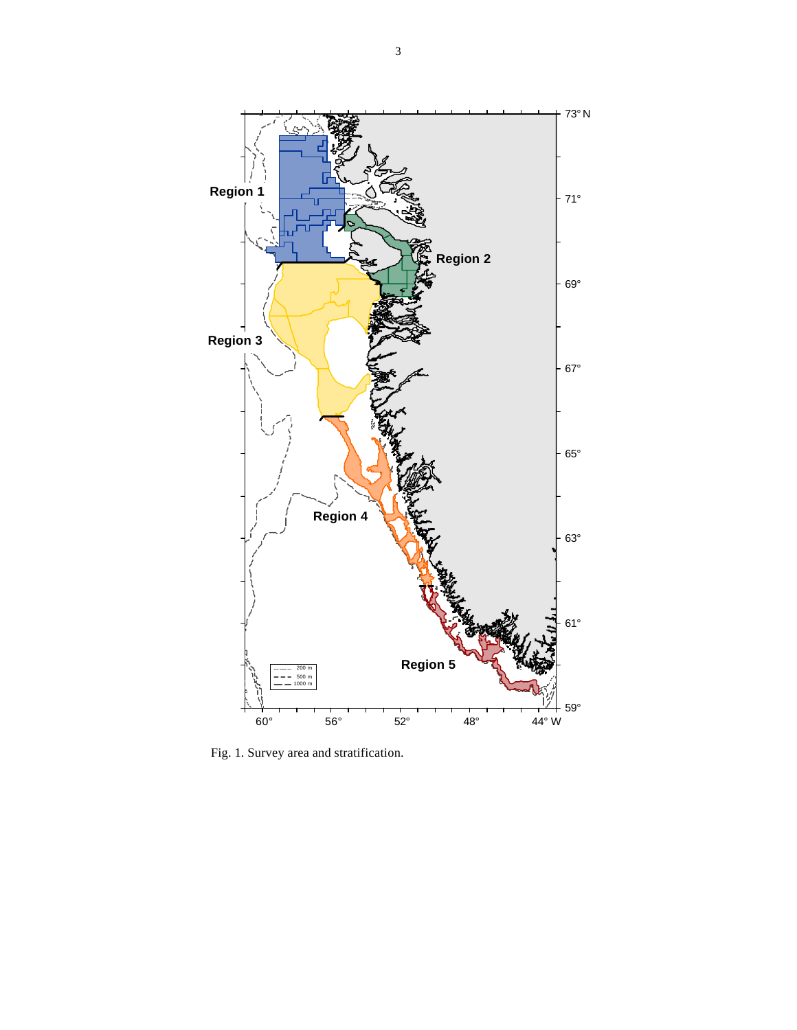Fig. 1. Survey area and stratification.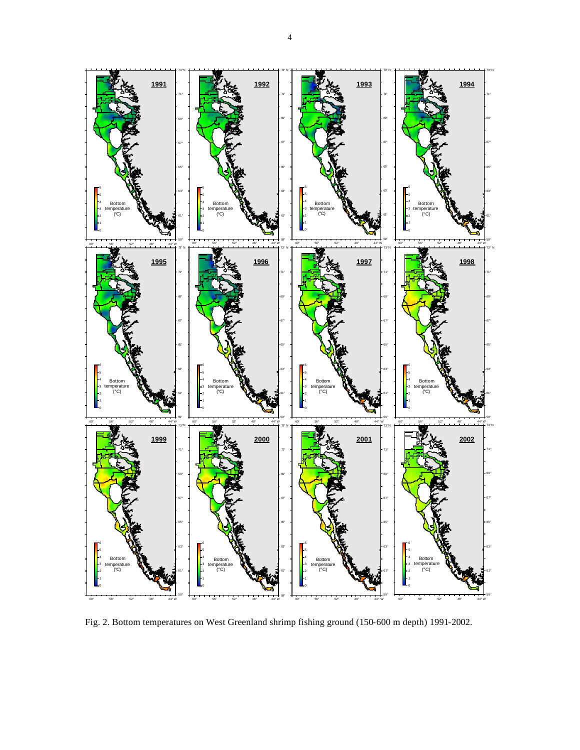Fig. 2. Bottom temperatures on West Greenland shrimp fishing ground (150-600 m depth) 1991-2002.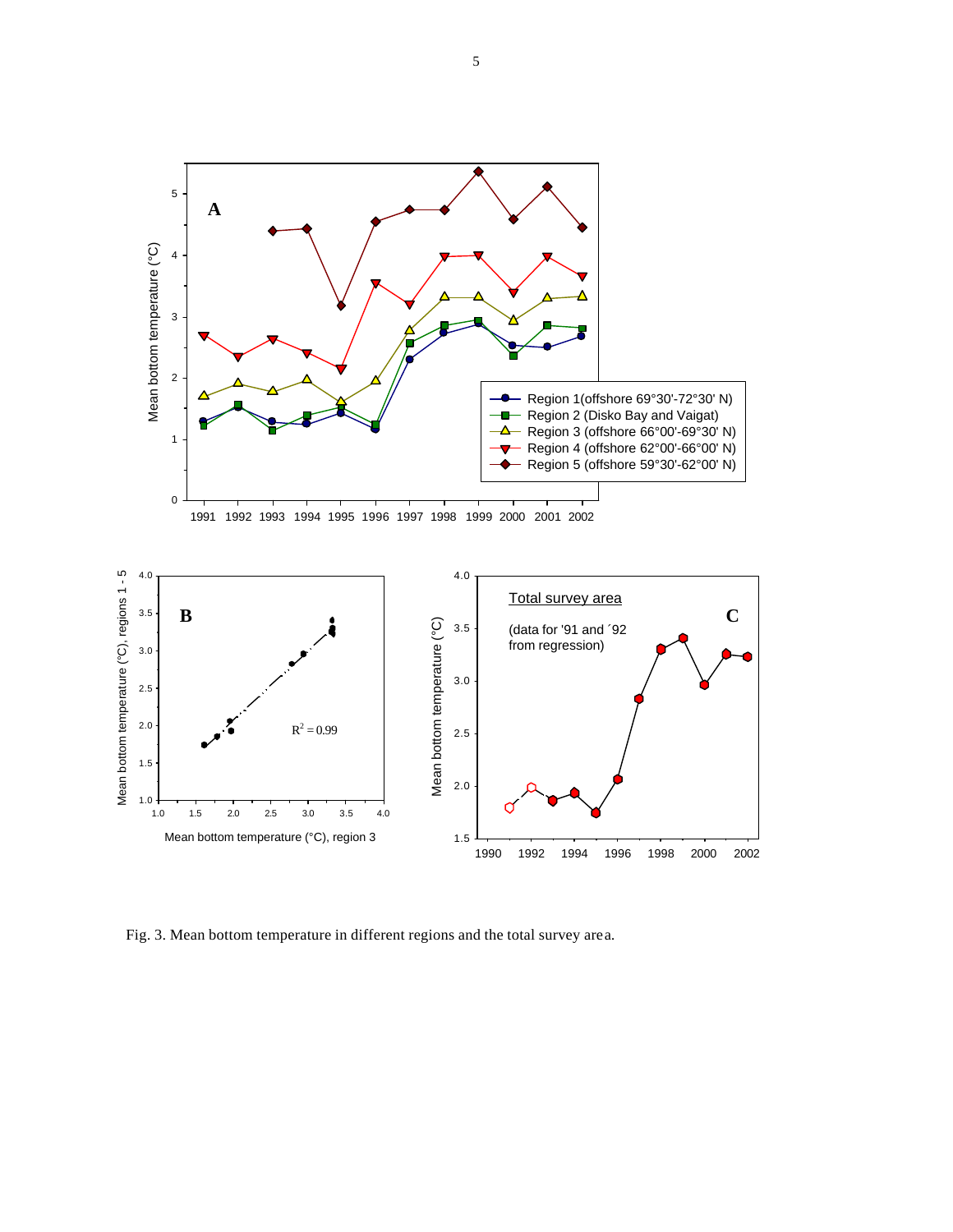A

Mean bottom temperature (°C)

0
1
2
3
4
5

1991 1992 1993 1994 1995 1996 1997 1998 1999 2000 2001 2002

Region 1(offshore 69°30'-72°30' N)
Region 2 (Disko Bay and Vaigat)
Region 3 (offshore 66°00'-69°30' N)
Region 4 (offshore 62°00'-66°00' N)
Region 5 (offshore 59°30'-62°00' N)

B

Mean bottom temperature (°C), regions 1 - 5

1.0
1.5
2.0
2.5
3.0
3.5
4.0

$R^2 = 0.99$

1.0 1.5 2.0 2.5 3.0 3.5 4.0

Mean bottom temperature (°C), region 3

C

Total survey area

(data for '91 and ´92 from regression)

Mean bottom temperature (°C)

1.5
2.0
2.5
3.0
3.5
4.0

1990 1992 1994 1996 1998 2000 2002

Fig. 3. Mean bottom temperature in different regions and the total survey area.